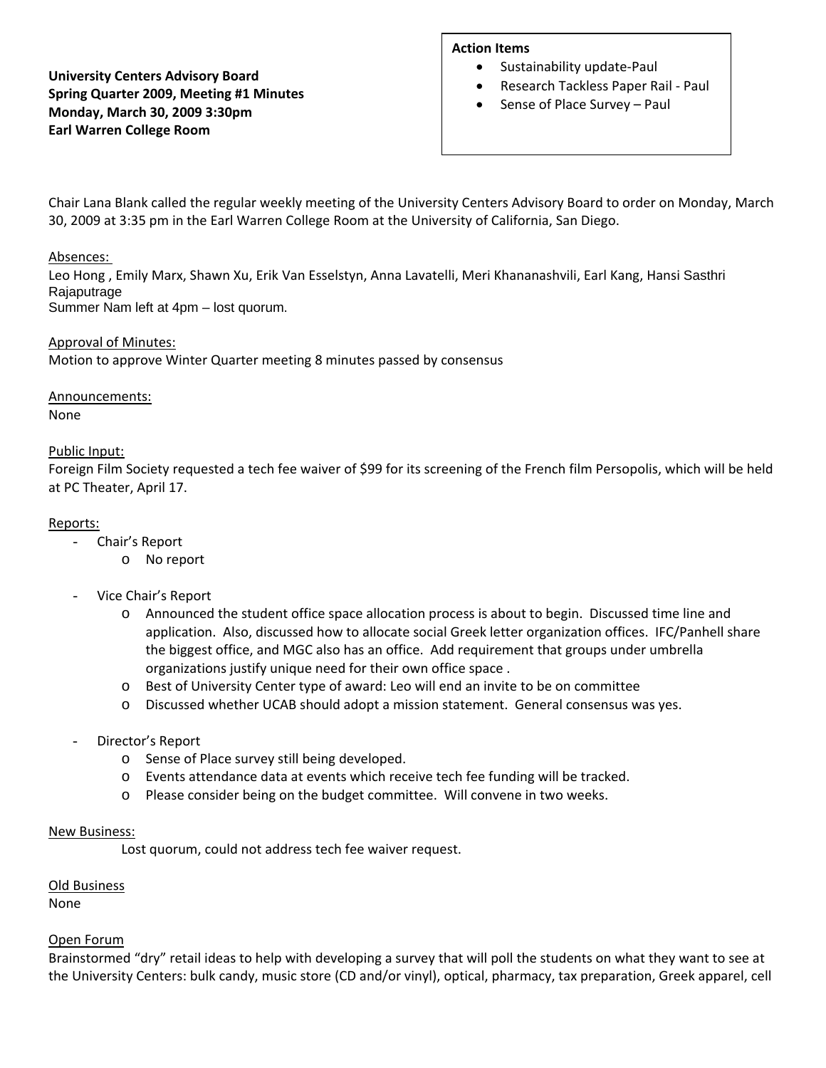**University Centers Advisory Board**
**Spring Quarter 2009, Meeting #1 Minutes**
**Monday, March 30, 2009 3:30pm**
**Earl Warren College Room**

**Action Items**

- Sustainability update-Paul
- Research Tackless Paper Rail - Paul
- Sense of Place Survey – Paul

Chair Lana Blank called the regular weekly meeting of the University Centers Advisory Board to order on Monday, March 30, 2009 at 3:35 pm in the Earl Warren College Room at the University of California, San Diego.

Absences:
Leo Hong , Emily Marx, Shawn Xu, Erik Van Esselstyn, Anna Lavatelli, Meri Khananashvili, Earl Kang, Hansi Sasthri Rajaputrage
Summer Nam left at 4pm – lost quorum.

Approval of Minutes:
Motion to approve Winter Quarter meeting 8 minutes passed by consensus

Announcements:
None

Public Input:
Foreign Film Society requested a tech fee waiver of $99 for its screening of the French film Persopolis, which will be held at PC Theater, April 17.

Reports:

- Chair's Report
  - No report
- Vice Chair's Report
  - Announced the student office space allocation process is about to begin. Discussed time line and application. Also, discussed how to allocate social Greek letter organization offices. IFC/Panhell share the biggest office, and MGC also has an office. Add requirement that groups under umbrella organizations justify unique need for their own office space .
  - Best of University Center type of award: Leo will end an invite to be on committee
  - Discussed whether UCAB should adopt a mission statement. General consensus was yes.
- Director's Report
  - Sense of Place survey still being developed.
  - Events attendance data at events which receive tech fee funding will be tracked.
  - Please consider being on the budget committee. Will convene in two weeks.

New Business:
Lost quorum, could not address tech fee waiver request.

Old Business
None

Open Forum
Brainstormed "dry" retail ideas to help with developing a survey that will poll the students on what they want to see at the University Centers: bulk candy, music store (CD and/or vinyl), optical, pharmacy, tax preparation, Greek apparel, cell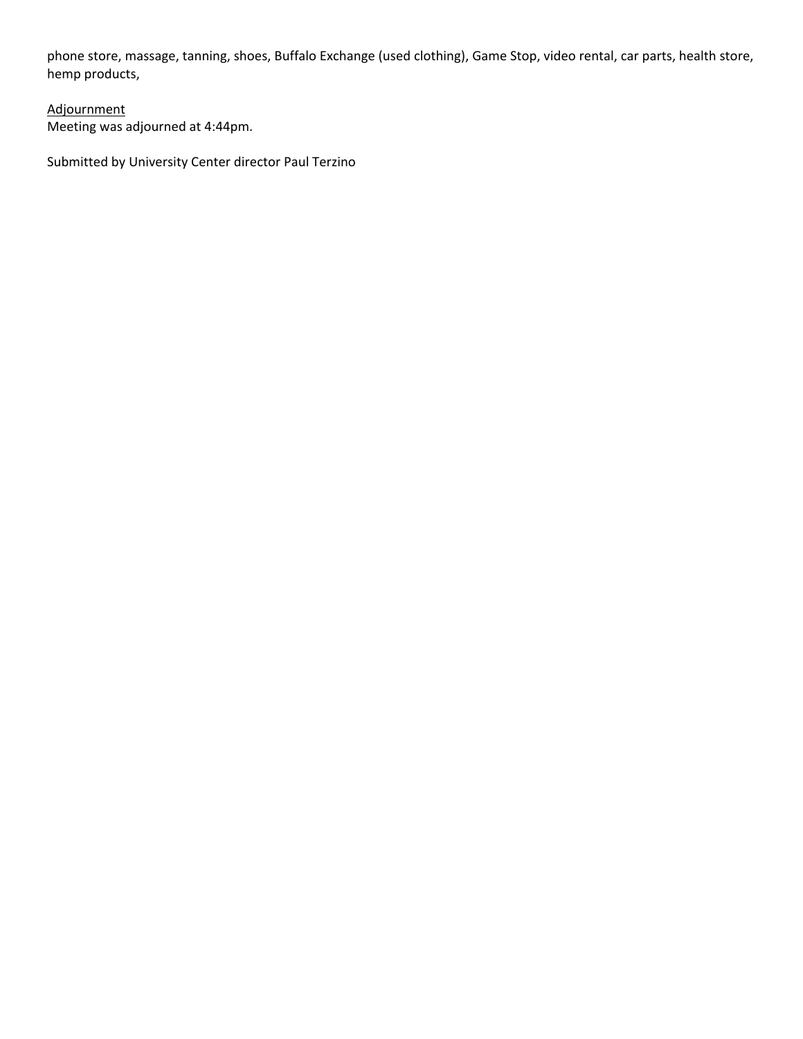phone store, massage, tanning, shoes, Buffalo Exchange (used clothing), Game Stop, video rental, car parts, health store, hemp products,

<u>Adjournment</u>
Meeting was adjourned at 4:44pm.

Submitted by University Center director Paul Terzino